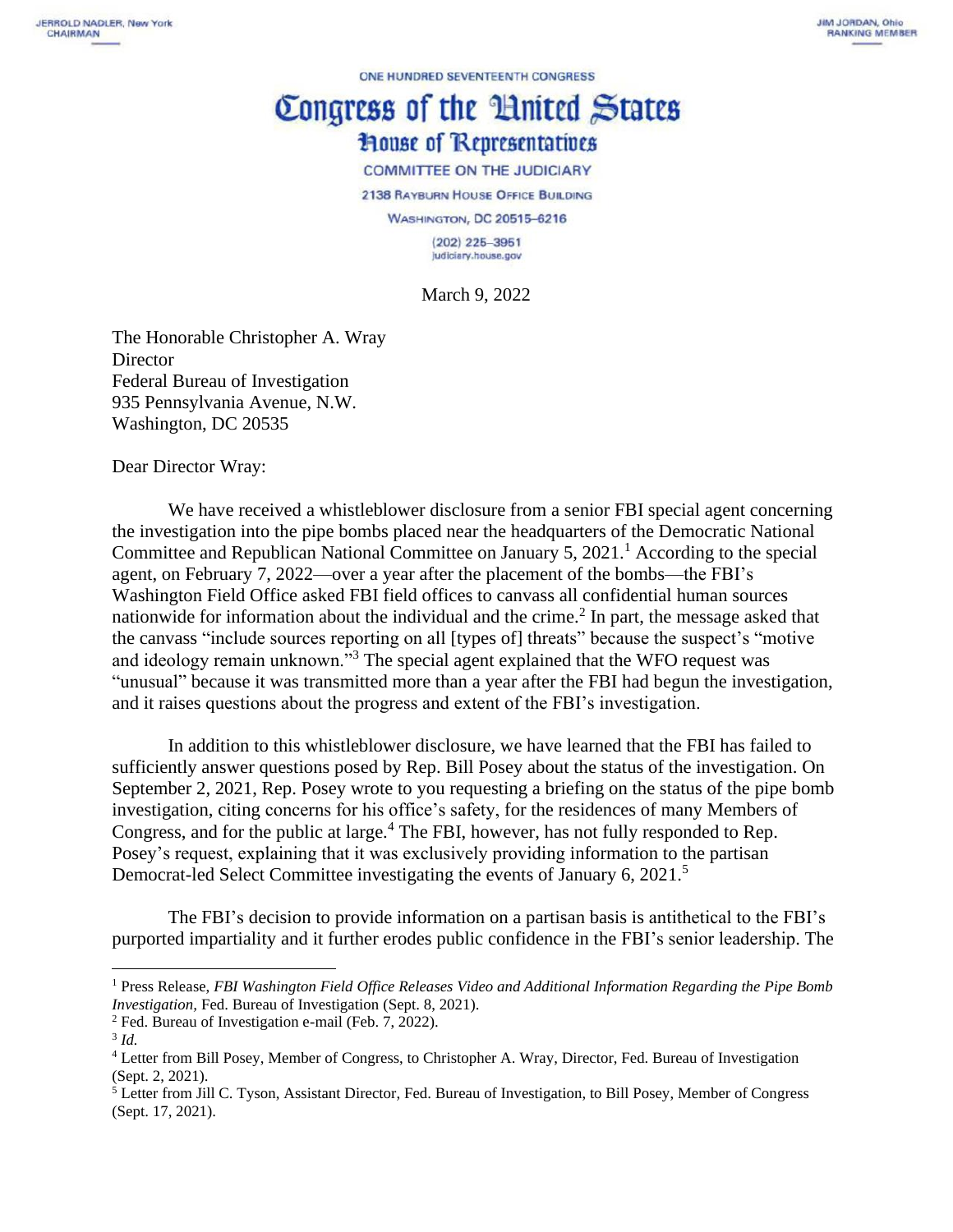JERROLD NADLER, New York
CHAIRMAN

JIM JORDAN, Ohio
RANKING MEMBER

ONE HUNDRED SEVENTEENTH CONGRESS

# Congress of the United States

## House of Representatives

COMMITTEE ON THE JUDICIARY

2138 RAYBURN HOUSE OFFICE BUILDING

WASHINGTON, DC 20515–6216

(202) 225–3951
judiciary.house.gov

March 9, 2022

The Honorable Christopher A. Wray
Director
Federal Bureau of Investigation
935 Pennsylvania Avenue, N.W.
Washington, DC 20535

Dear Director Wray:

We have received a whistleblower disclosure from a senior FBI special agent concerning the investigation into the pipe bombs placed near the headquarters of the Democratic National Committee and Republican National Committee on January 5, 2021.[1] According to the special agent, on February 7, 2022—over a year after the placement of the bombs—the FBI's Washington Field Office asked FBI field offices to canvass all confidential human sources nationwide for information about the individual and the crime.[2] In part, the message asked that the canvass "include sources reporting on all [types of] threats" because the suspect's "motive and ideology remain unknown."[3] The special agent explained that the WFO request was "unusual" because it was transmitted more than a year after the FBI had begun the investigation, and it raises questions about the progress and extent of the FBI's investigation.

In addition to this whistleblower disclosure, we have learned that the FBI has failed to sufficiently answer questions posed by Rep. Bill Posey about the status of the investigation. On September 2, 2021, Rep. Posey wrote to you requesting a briefing on the status of the pipe bomb investigation, citing concerns for his office's safety, for the residences of many Members of Congress, and for the public at large.[4] The FBI, however, has not fully responded to Rep. Posey's request, explaining that it was exclusively providing information to the partisan Democrat-led Select Committee investigating the events of January 6, 2021.[5]

The FBI's decision to provide information on a partisan basis is antithetical to the FBI's purported impartiality and it further erodes public confidence in the FBI's senior leadership. The

---

[1] Press Release, *FBI Washington Field Office Releases Video and Additional Information Regarding the Pipe Bomb Investigation*, Fed. Bureau of Investigation (Sept. 8, 2021).

[2] Fed. Bureau of Investigation e-mail (Feb. 7, 2022).

[3] *Id.*

[4] Letter from Bill Posey, Member of Congress, to Christopher A. Wray, Director, Fed. Bureau of Investigation (Sept. 2, 2021).

[5] Letter from Jill C. Tyson, Assistant Director, Fed. Bureau of Investigation, to Bill Posey, Member of Congress (Sept. 17, 2021).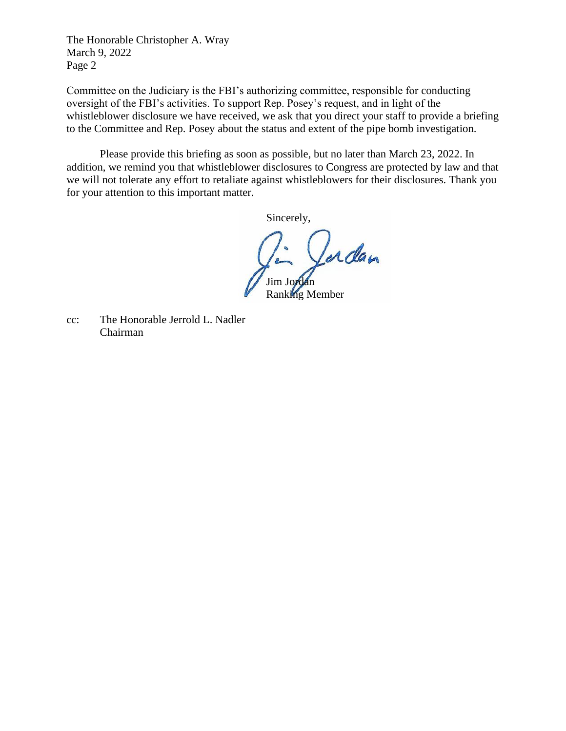Committee on the Judiciary is the FBI's authorizing committee, responsible for conducting oversight of the FBI's activities. To support Rep. Posey's request, and in light of the whistleblower disclosure we have received, we ask that you direct your staff to provide a briefing to the Committee and Rep. Posey about the status and extent of the pipe bomb investigation.

Please provide this briefing as soon as possible, but no later than March 23, 2022. In addition, we remind you that whistleblower disclosures to Congress are protected by law and that we will not tolerate any effort to retaliate against whistleblowers for their disclosures. Thank you for your attention to this important matter.

Sincerely,

Jim Jordan
Ranking Member

cc: The Honorable Jerrold L. Nadler
Chairman